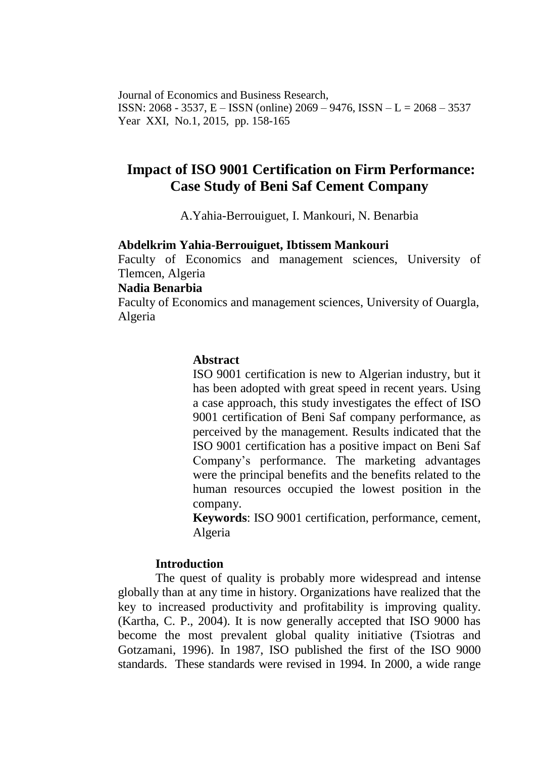Journal of Economics and Business Research,
ISSN: 2068 - 3537, E – ISSN (online) 2069 – 9476, ISSN – L = 2068 – 3537
Year XXI, No.1, 2015, pp. 158-165

# Impact of ISO 9001 Certification on Firm Performance: Case Study of Beni Saf Cement Company

A.Yahia-Berrouiguet, I. Mankouri, N. Benarbia

**Abdelkrim Yahia-Berrouiguet, Ibtissem Mankouri**
Faculty of Economics and management sciences, University of Tlemcen, Algeria
**Nadia Benarbia**
Faculty of Economics and management sciences, University of Ouargla, Algeria

**Abstract**

ISO 9001 certification is new to Algerian industry, but it has been adopted with great speed in recent years. Using a case approach, this study investigates the effect of ISO 9001 certification of Beni Saf company performance, as perceived by the management. Results indicated that the ISO 9001 certification has a positive impact on Beni Saf Company's performance. The marketing advantages were the principal benefits and the benefits related to the human resources occupied the lowest position in the company.

**Keywords**: ISO 9001 certification, performance, cement, Algeria

## Introduction

The quest of quality is probably more widespread and intense globally than at any time in history. Organizations have realized that the key to increased productivity and profitability is improving quality. (Kartha, C. P., 2004). It is now generally accepted that ISO 9000 has become the most prevalent global quality initiative (Tsiotras and Gotzamani, 1996). In 1987, ISO published the first of the ISO 9000 standards. These standards were revised in 1994. In 2000, a wide range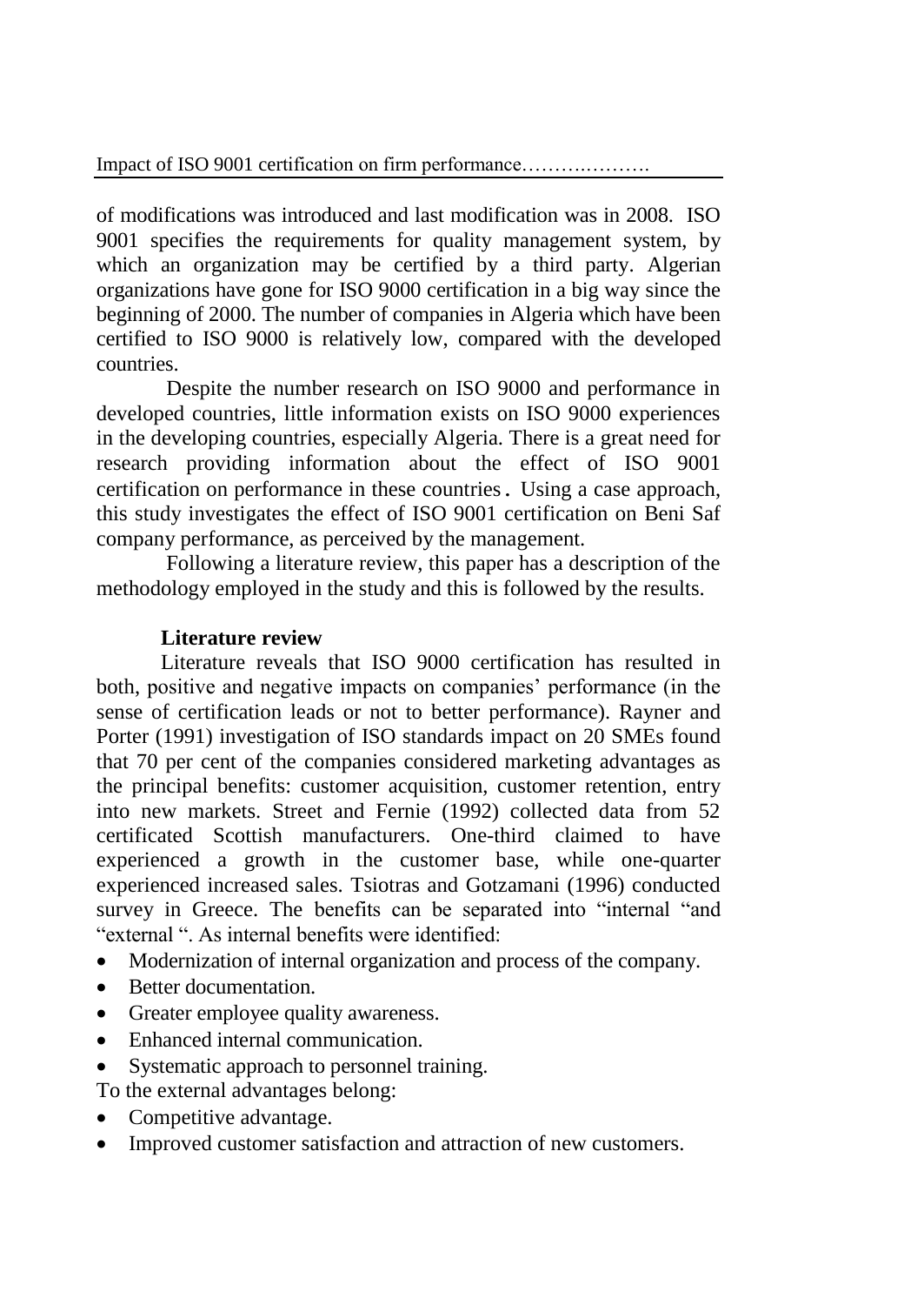of modifications was introduced and last modification was in 2008. ISO 9001 specifies the requirements for quality management system, by which an organization may be certified by a third party. Algerian organizations have gone for ISO 9000 certification in a big way since the beginning of 2000. The number of companies in Algeria which have been certified to ISO 9000 is relatively low, compared with the developed countries.

Despite the number research on ISO 9000 and performance in developed countries, little information exists on ISO 9000 experiences in the developing countries, especially Algeria. There is a great need for research providing information about the effect of ISO 9001 certification on performance in these countries. Using a case approach, this study investigates the effect of ISO 9001 certification on Beni Saf company performance, as perceived by the management.

Following a literature review, this paper has a description of the methodology employed in the study and this is followed by the results.

## Literature review

Literature reveals that ISO 9000 certification has resulted in both, positive and negative impacts on companies' performance (in the sense of certification leads or not to better performance). Rayner and Porter (1991) investigation of ISO standards impact on 20 SMEs found that 70 per cent of the companies considered marketing advantages as the principal benefits: customer acquisition, customer retention, entry into new markets. Street and Fernie (1992) collected data from 52 certificated Scottish manufacturers. One-third claimed to have experienced a growth in the customer base, while one-quarter experienced increased sales. Tsiotras and Gotzamani (1996) conducted survey in Greece. The benefits can be separated into "internal "and "external ". As internal benefits were identified:

- Modernization of internal organization and process of the company.
- Better documentation.
- Greater employee quality awareness.
- Enhanced internal communication.
- Systematic approach to personnel training.

To the external advantages belong:

- Competitive advantage.
- Improved customer satisfaction and attraction of new customers.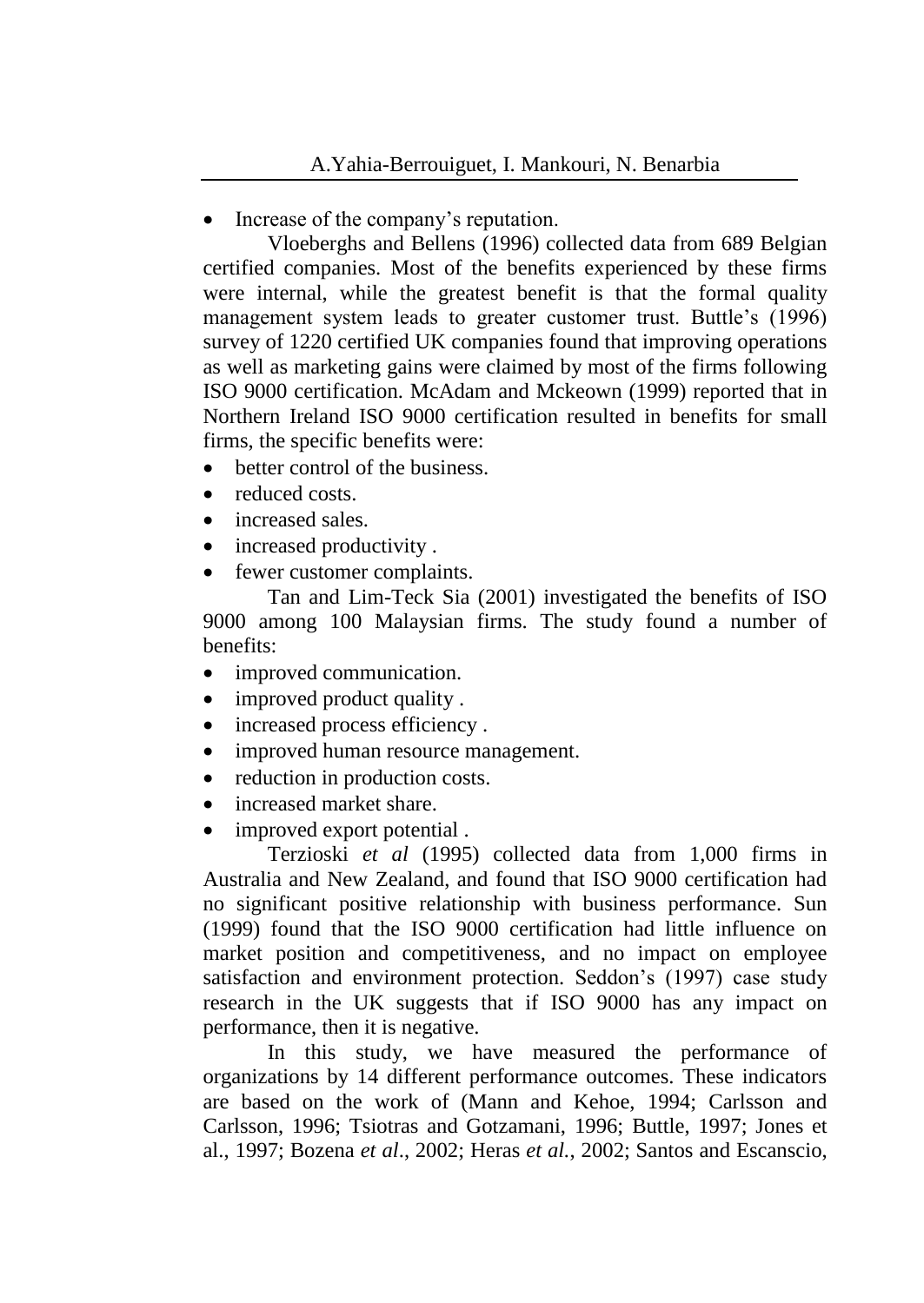- Increase of the company's reputation.

Vloeberghs and Bellens (1996) collected data from 689 Belgian certified companies. Most of the benefits experienced by these firms were internal, while the greatest benefit is that the formal quality management system leads to greater customer trust. Buttle's (1996) survey of 1220 certified UK companies found that improving operations as well as marketing gains were claimed by most of the firms following ISO 9000 certification. McAdam and Mckeown (1999) reported that in Northern Ireland ISO 9000 certification resulted in benefits for small firms, the specific benefits were:

- better control of the business.
- reduced costs.
- increased sales.
- increased productivity .
- fewer customer complaints.

Tan and Lim-Teck Sia (2001) investigated the benefits of ISO 9000 among 100 Malaysian firms. The study found a number of benefits:

- improved communication.
- improved product quality .
- increased process efficiency .
- improved human resource management.
- reduction in production costs.
- increased market share.
- improved export potential .

Terzioski *et al* (1995) collected data from 1,000 firms in Australia and New Zealand, and found that ISO 9000 certification had no significant positive relationship with business performance. Sun (1999) found that the ISO 9000 certification had little influence on market position and competitiveness, and no impact on employee satisfaction and environment protection. Seddon's (1997) case study research in the UK suggests that if ISO 9000 has any impact on performance, then it is negative.

In this study, we have measured the performance of organizations by 14 different performance outcomes. These indicators are based on the work of (Mann and Kehoe, 1994; Carlsson and Carlsson, 1996; Tsiotras and Gotzamani, 1996; Buttle, 1997; Jones et al., 1997; Bozena *et al*., 2002; Heras *et al.*, 2002; Santos and Escanscio,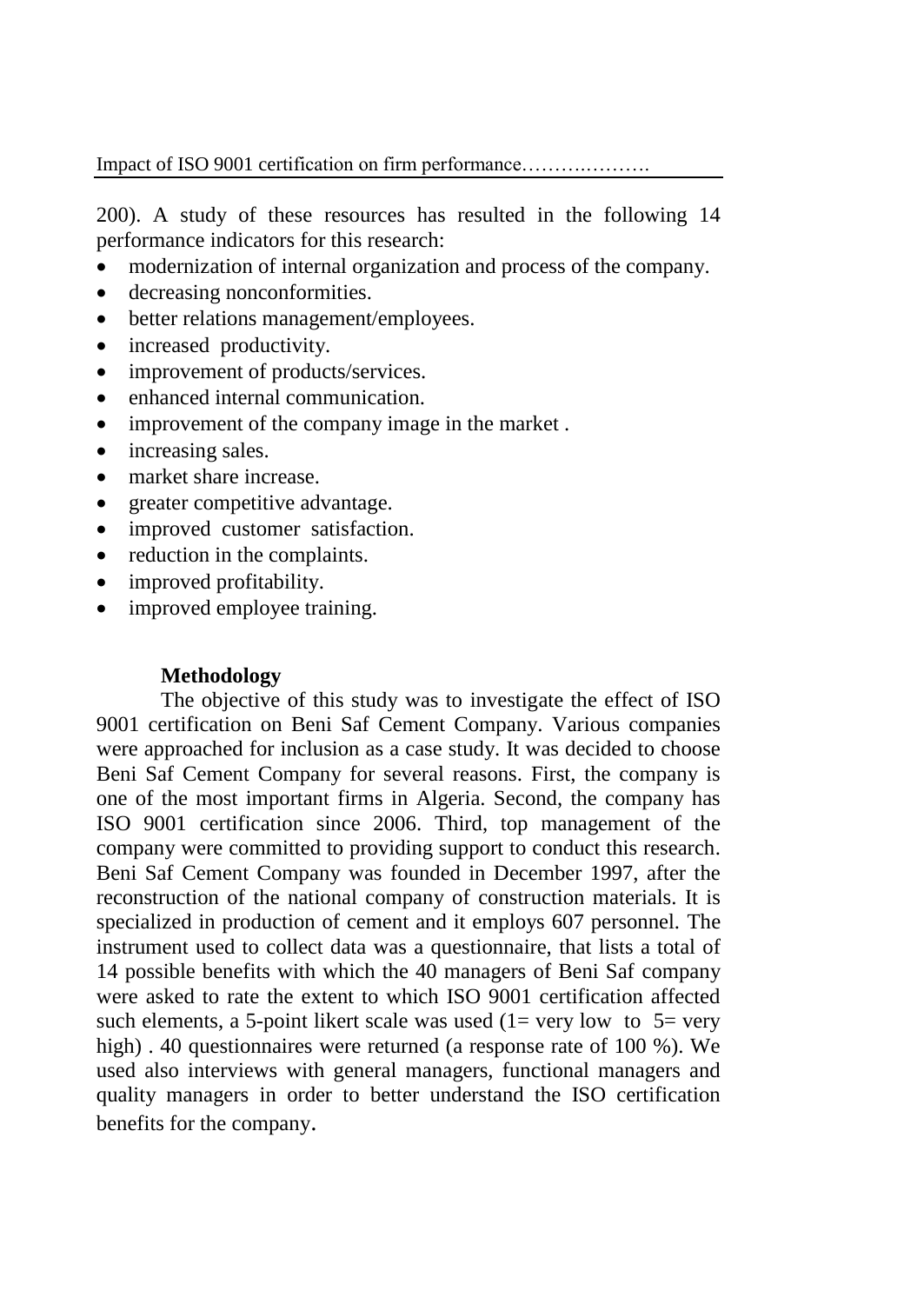200). A study of these resources has resulted in the following 14 performance indicators for this research:

- modernization of internal organization and process of the company.
- decreasing nonconformities.
- better relations management/employees.
- increased productivity.
- improvement of products/services.
- enhanced internal communication.
- improvement of the company image in the market .
- increasing sales.
- market share increase.
- greater competitive advantage.
- improved customer satisfaction.
- reduction in the complaints.
- improved profitability.
- improved employee training.

**Methodology**

The objective of this study was to investigate the effect of ISO 9001 certification on Beni Saf Cement Company. Various companies were approached for inclusion as a case study. It was decided to choose Beni Saf Cement Company for several reasons. First, the company is one of the most important firms in Algeria. Second, the company has ISO 9001 certification since 2006. Third, top management of the company were committed to providing support to conduct this research. Beni Saf Cement Company was founded in December 1997, after the reconstruction of the national company of construction materials. It is specialized in production of cement and it employs 607 personnel. The instrument used to collect data was a questionnaire, that lists a total of 14 possible benefits with which the 40 managers of Beni Saf company were asked to rate the extent to which ISO 9001 certification affected such elements, a 5-point likert scale was used (1= very low to 5= very high) . 40 questionnaires were returned (a response rate of 100 %). We used also interviews with general managers, functional managers and quality managers in order to better understand the ISO certification benefits for the company.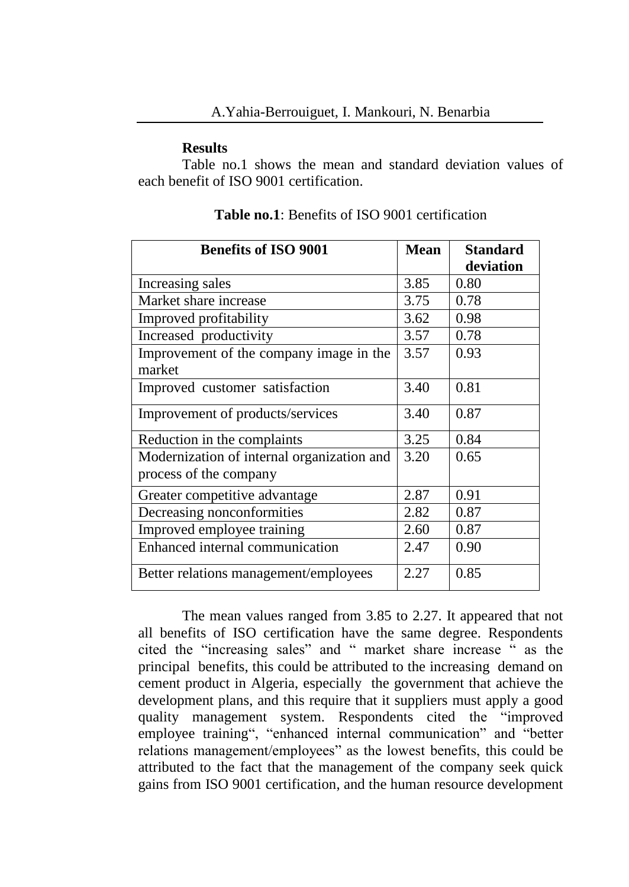**Results**

Table no.1 shows the mean and standard deviation values of each benefit of ISO 9001 certification.

**Table no.1**: Benefits of ISO 9001 certification

| Benefits of ISO 9001 | Mean | Standard deviation |
|---|---|---|
| Increasing sales | 3.85 | 0.80 |
| Market share increase | 3.75 | 0.78 |
| Improved profitability | 3.62 | 0.98 |
| Increased productivity | 3.57 | 0.78 |
| Improvement of the company image in the market | 3.57 | 0.93 |
| Improved customer satisfaction | 3.40 | 0.81 |
| Improvement of products/services | 3.40 | 0.87 |
| Reduction in the complaints | 3.25 | 0.84 |
| Modernization of internal organization and process of the company | 3.20 | 0.65 |
| Greater competitive advantage | 2.87 | 0.91 |
| Decreasing nonconformities | 2.82 | 0.87 |
| Improved employee training | 2.60 | 0.87 |
| Enhanced internal communication | 2.47 | 0.90 |
| Better relations management/employees | 2.27 | 0.85 |

The mean values ranged from 3.85 to 2.27. It appeared that not all benefits of ISO certification have the same degree. Respondents cited the "increasing sales" and " market share increase " as the principal benefits, this could be attributed to the increasing demand on cement product in Algeria, especially the government that achieve the development plans, and this require that it suppliers must apply a good quality management system. Respondents cited the "improved employee training", "enhanced internal communication" and "better relations management/employees" as the lowest benefits, this could be attributed to the fact that the management of the company seek quick gains from ISO 9001 certification, and the human resource development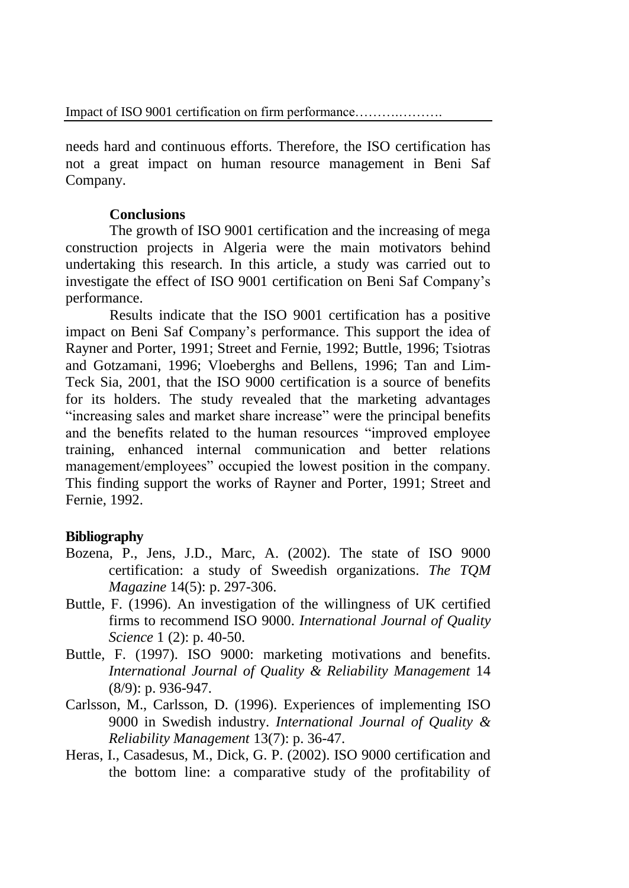needs hard and continuous efforts. Therefore, the ISO certification has not a great impact on human resource management in Beni Saf Company.

## Conclusions

The growth of ISO 9001 certification and the increasing of mega construction projects in Algeria were the main motivators behind undertaking this research. In this article, a study was carried out to investigate the effect of ISO 9001 certification on Beni Saf Company's performance.

Results indicate that the ISO 9001 certification has a positive impact on Beni Saf Company's performance. This support the idea of Rayner and Porter, 1991; Street and Fernie, 1992; Buttle, 1996; Tsiotras and Gotzamani, 1996; Vloeberghs and Bellens, 1996; Tan and Lim-Teck Sia, 2001, that the ISO 9000 certification is a source of benefits for its holders. The study revealed that the marketing advantages "increasing sales and market share increase" were the principal benefits and the benefits related to the human resources "improved employee training, enhanced internal communication and better relations management/employees" occupied the lowest position in the company. This finding support the works of Rayner and Porter, 1991; Street and Fernie, 1992.

## Bibliography

- Bozena, P., Jens, J.D., Marc, A. (2002). The state of ISO 9000 certification: a study of Sweedish organizations. *The TQM Magazine* 14(5): p. 297-306.
- Buttle, F. (1996). An investigation of the willingness of UK certified firms to recommend ISO 9000. *International Journal of Quality Science* 1 (2): p. 40-50.
- Buttle, F. (1997). ISO 9000: marketing motivations and benefits. *International Journal of Quality & Reliability Management* 14 (8/9): p. 936-947.
- Carlsson, M., Carlsson, D. (1996). Experiences of implementing ISO 9000 in Swedish industry. *International Journal of Quality & Reliability Management* 13(7): p. 36-47.
- Heras, I., Casadesus, M., Dick, G. P. (2002). ISO 9000 certification and the bottom line: a comparative study of the profitability of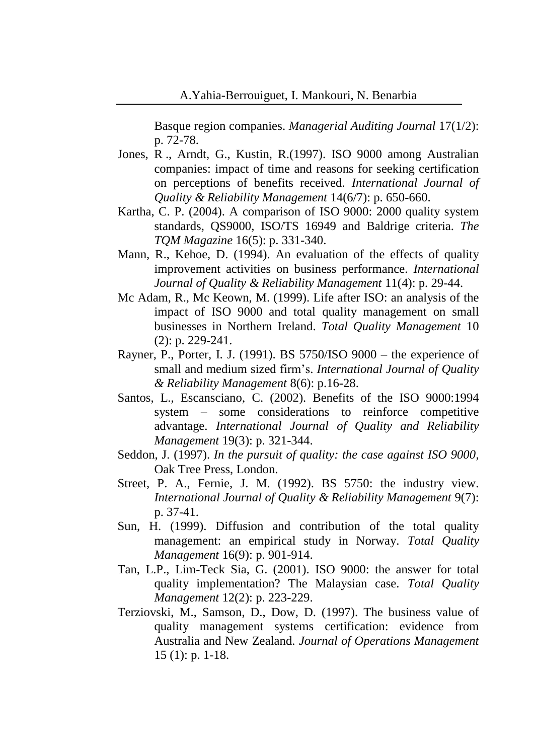Basque region companies. *Managerial Auditing Journal* 17(1/2): p. 72-78.

Jones, R ., Arndt, G., Kustin, R.(1997). ISO 9000 among Australian companies: impact of time and reasons for seeking certification on perceptions of benefits received. *International Journal of Quality & Reliability Management* 14(6/7): p. 650-660.

Kartha, C. P. (2004). A comparison of ISO 9000: 2000 quality system standards, QS9000, ISO/TS 16949 and Baldrige criteria. *The TQM Magazine* 16(5): p. 331-340.

Mann, R., Kehoe, D. (1994). An evaluation of the effects of quality improvement activities on business performance. *International Journal of Quality & Reliability Management* 11(4): p. 29-44.

Mc Adam, R., Mc Keown, M. (1999). Life after ISO: an analysis of the impact of ISO 9000 and total quality management on small businesses in Northern Ireland. *Total Quality Management* 10 (2): p. 229-241.

Rayner, P., Porter, I. J. (1991). BS 5750/ISO 9000 – the experience of small and medium sized firm's. *International Journal of Quality & Reliability Management* 8(6): p.16-28.

Santos, L., Escansciano, C. (2002). Benefits of the ISO 9000:1994 system – some considerations to reinforce competitive advantage. *International Journal of Quality and Reliability Management* 19(3): p. 321-344.

Seddon, J. (1997). *In the pursuit of quality: the case against ISO 9000*, Oak Tree Press, London.

Street, P. A., Fernie, J. M. (1992). BS 5750: the industry view. *International Journal of Quality & Reliability Management* 9(7): p. 37-41.

Sun, H. (1999). Diffusion and contribution of the total quality management: an empirical study in Norway. *Total Quality Management* 16(9): p. 901-914.

Tan, L.P., Lim-Teck Sia, G. (2001). ISO 9000: the answer for total quality implementation? The Malaysian case. *Total Quality Management* 12(2): p. 223-229.

Terziovski, M., Samson, D., Dow, D. (1997). The business value of quality management systems certification: evidence from Australia and New Zealand. *Journal of Operations Management* 15 (1): p. 1-18.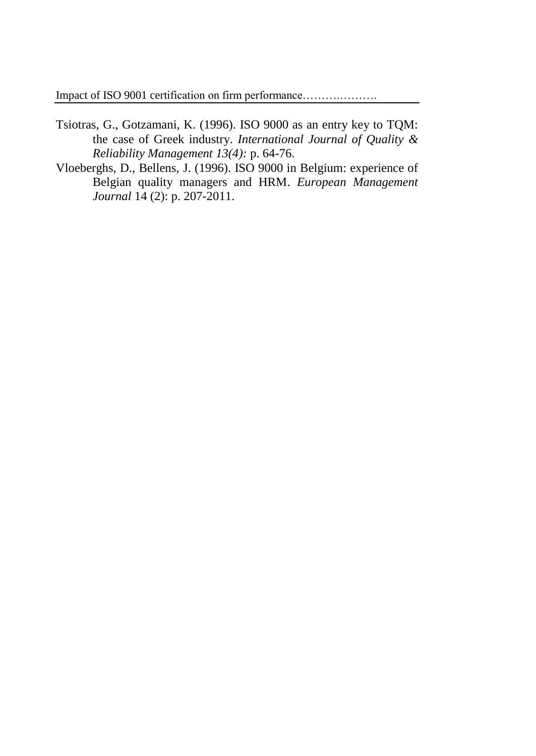Tsiotras, G., Gotzamani, K. (1996). ISO 9000 as an entry key to TQM: the case of Greek industry. *International Journal of Quality & Reliability Management 13(4):* p. 64-76.

Vloeberghs, D., Bellens, J. (1996). ISO 9000 in Belgium: experience of Belgian quality managers and HRM. *European Management Journal* 14 (2): p. 207-2011.